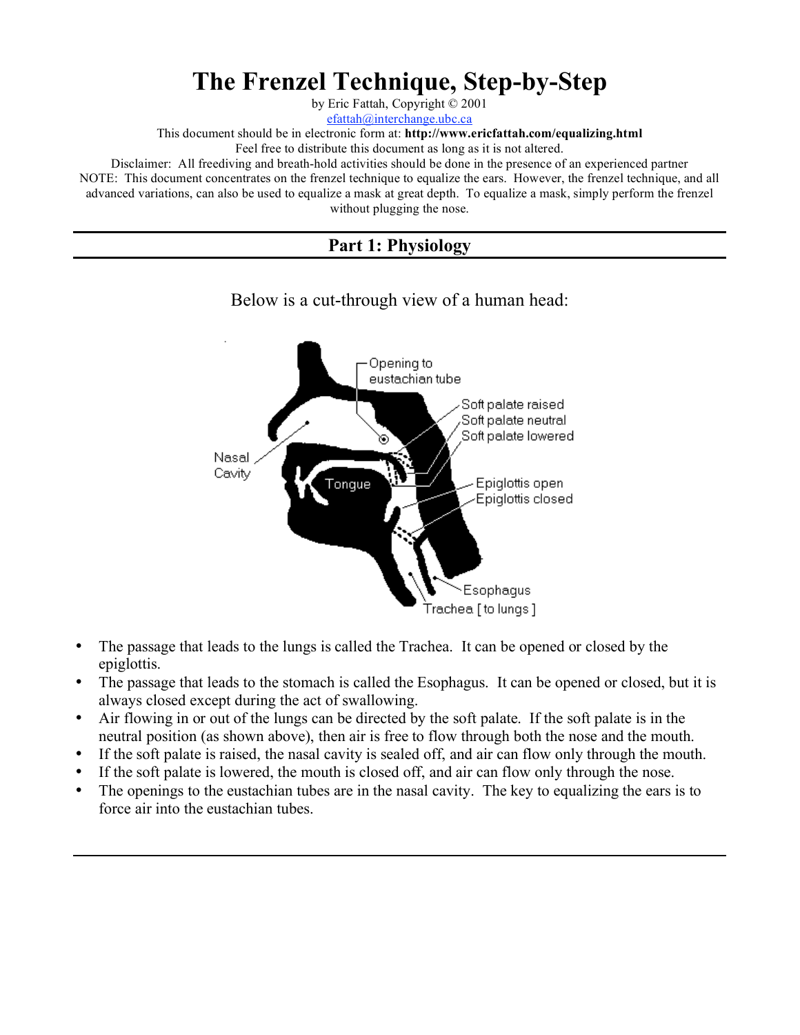# The Frenzel Technique, Step-by-Step

by Eric Fattah, Copyright © 2001

efattah@interchange.ubc.ca

This document should be in electronic form at: **http://www.ericfattah.com/equalizing.html**

Feel free to distribute this document as long as it is not altered.

Disclaimer: All freediving and breath-hold activities should be done in the presence of an experienced partner

NOTE: This document concentrates on the frenzel technique to equalize the ears. However, the frenzel technique, and all advanced variations, can also be used to equalize a mask at great depth. To equalize a mask, simply perform the frenzel without plugging the nose.

## Part 1: Physiology

Below is a cut-through view of a human head:

Opening to eustachian tube

Soft palate raised

Soft palate neutral

Soft palate lowered

Nasal Cavity

Tongue

Epiglottis open

Epiglottis closed

Esophagus

Trachea [to lungs]

- The passage that leads to the lungs is called the Trachea. It can be opened or closed by the epiglottis.
- The passage that leads to the stomach is called the Esophagus. It can be opened or closed, but it is always closed except during the act of swallowing.
- Air flowing in or out of the lungs can be directed by the soft palate. If the soft palate is in the neutral position (as shown above), then air is free to flow through both the nose and the mouth.
- If the soft palate is raised, the nasal cavity is sealed off, and air can flow only through the mouth.
- If the soft palate is lowered, the mouth is closed off, and air can flow only through the nose.
- The openings to the eustachian tubes are in the nasal cavity. The key to equalizing the ears is to force air into the eustachian tubes.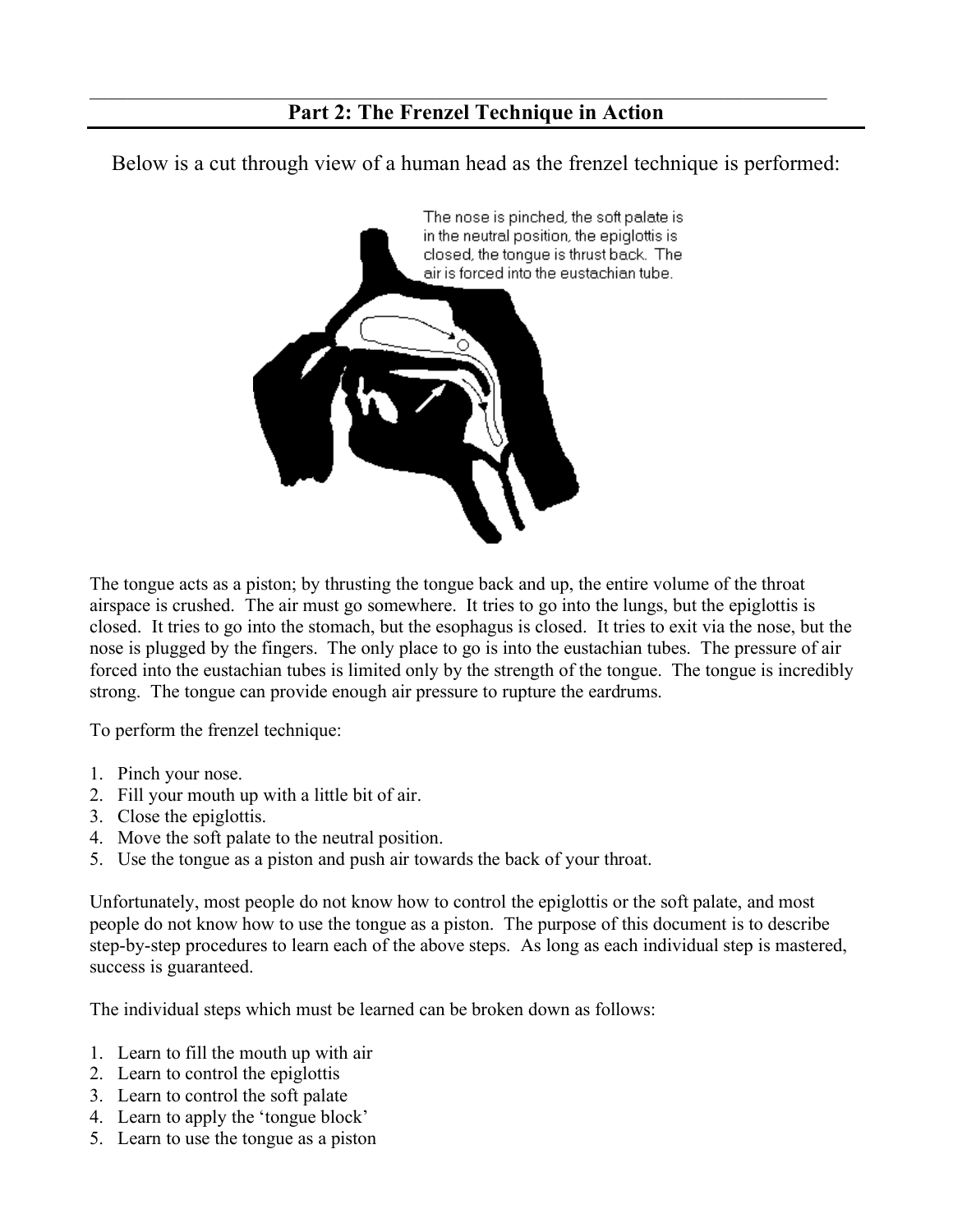## Part 2: The Frenzel Technique in Action

Below is a cut through view of a human head as the frenzel technique is performed:

The nose is pinched, the soft palate is in the neutral position, the epiglottis is closed, the tongue is thrust back. The air is forced into the eustachian tube.

The tongue acts as a piston; by thrusting the tongue back and up, the entire volume of the throat airspace is crushed. The air must go somewhere. It tries to go into the lungs, but the epiglottis is closed. It tries to go into the stomach, but the esophagus is closed. It tries to exit via the nose, but the nose is plugged by the fingers. The only place to go is into the eustachian tubes. The pressure of air forced into the eustachian tubes is limited only by the strength of the tongue. The tongue is incredibly strong. The tongue can provide enough air pressure to rupture the eardrums.

To perform the frenzel technique:

1. Pinch your nose.
2. Fill your mouth up with a little bit of air.
3. Close the epiglottis.
4. Move the soft palate to the neutral position.
5. Use the tongue as a piston and push air towards the back of your throat.

Unfortunately, most people do not know how to control the epiglottis or the soft palate, and most people do not know how to use the tongue as a piston. The purpose of this document is to describe step-by-step procedures to learn each of the above steps. As long as each individual step is mastered, success is guaranteed.

The individual steps which must be learned can be broken down as follows:

1. Learn to fill the mouth up with air
2. Learn to control the epiglottis
3. Learn to control the soft palate
4. Learn to apply the 'tongue block'
5. Learn to use the tongue as a piston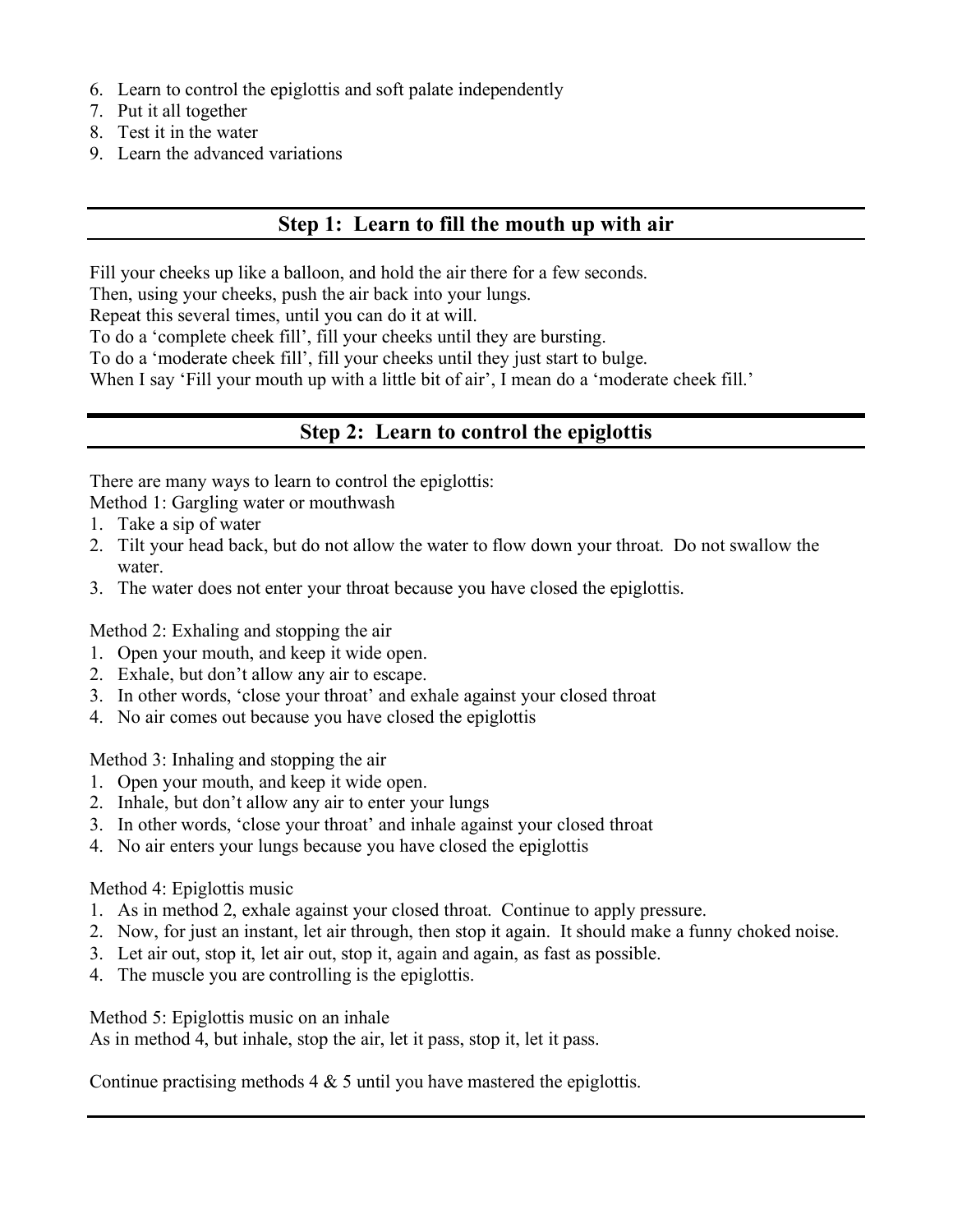6. Learn to control the epiglottis and soft palate independently
7. Put it all together
8. Test it in the water
9. Learn the advanced variations

## Step 1: Learn to fill the mouth up with air

Fill your cheeks up like a balloon, and hold the air there for a few seconds.
Then, using your cheeks, push the air back into your lungs.
Repeat this several times, until you can do it at will.
To do a 'complete cheek fill', fill your cheeks until they are bursting.
To do a 'moderate cheek fill', fill your cheeks until they just start to bulge.
When I say 'Fill your mouth up with a little bit of air', I mean do a 'moderate cheek fill.'

## Step 2: Learn to control the epiglottis

There are many ways to learn to control the epiglottis:

Method 1: Gargling water or mouthwash

1. Take a sip of water
2. Tilt your head back, but do not allow the water to flow down your throat. Do not swallow the water.
3. The water does not enter your throat because you have closed the epiglottis.

Method 2: Exhaling and stopping the air

1. Open your mouth, and keep it wide open.
2. Exhale, but don't allow any air to escape.
3. In other words, 'close your throat' and exhale against your closed throat
4. No air comes out because you have closed the epiglottis

Method 3: Inhaling and stopping the air

1. Open your mouth, and keep it wide open.
2. Inhale, but don't allow any air to enter your lungs
3. In other words, 'close your throat' and inhale against your closed throat
4. No air enters your lungs because you have closed the epiglottis

Method 4: Epiglottis music

1. As in method 2, exhale against your closed throat. Continue to apply pressure.
2. Now, for just an instant, let air through, then stop it again. It should make a funny choked noise.
3. Let air out, stop it, let air out, stop it, again and again, as fast as possible.
4. The muscle you are controlling is the epiglottis.

Method 5: Epiglottis music on an inhale

As in method 4, but inhale, stop the air, let it pass, stop it, let it pass.

Continue practising methods 4 & 5 until you have mastered the epiglottis.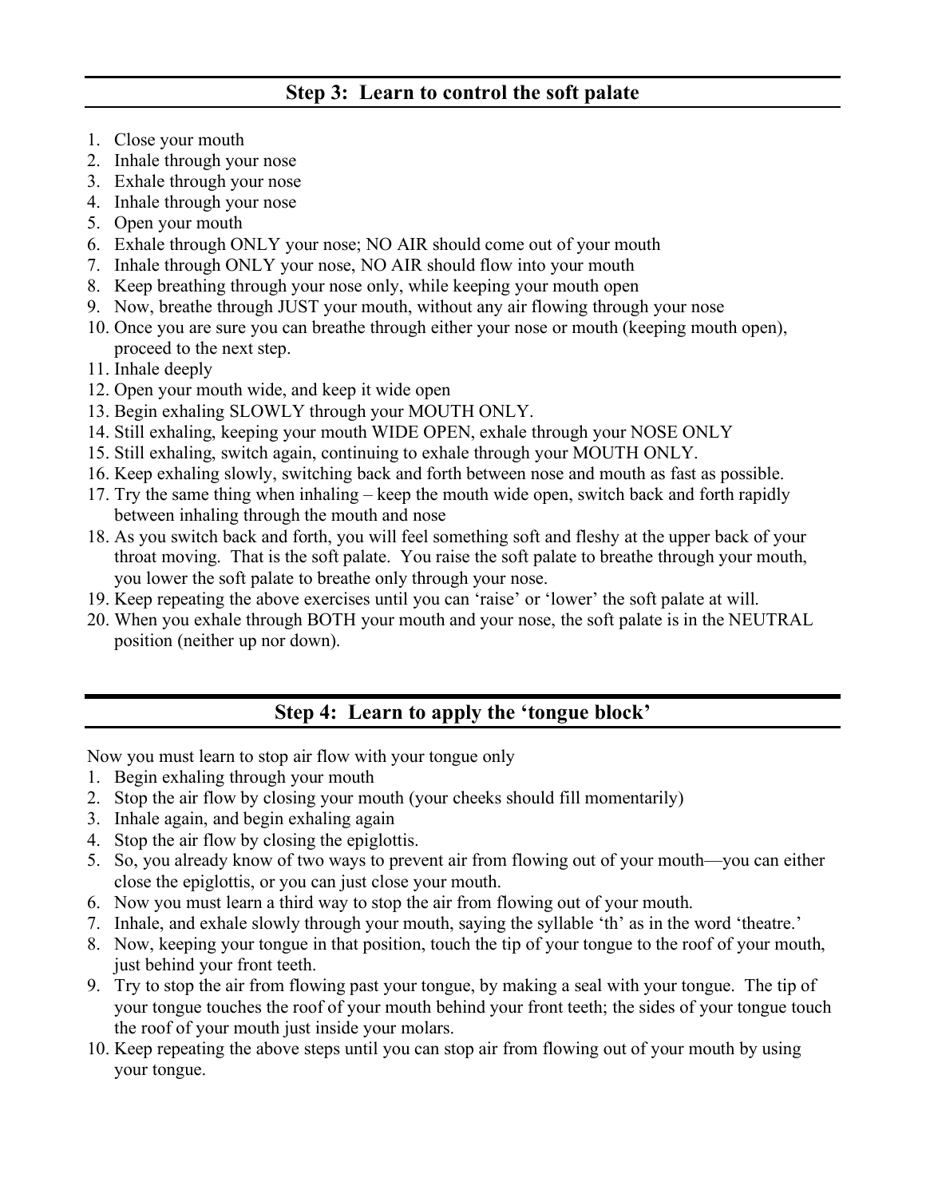## Step 3: Learn to control the soft palate

1. Close your mouth
2. Inhale through your nose
3. Exhale through your nose
4. Inhale through your nose
5. Open your mouth
6. Exhale through ONLY your nose; NO AIR should come out of your mouth
7. Inhale through ONLY your nose, NO AIR should flow into your mouth
8. Keep breathing through your nose only, while keeping your mouth open
9. Now, breathe through JUST your mouth, without any air flowing through your nose
10. Once you are sure you can breathe through either your nose or mouth (keeping mouth open), proceed to the next step.
11. Inhale deeply
12. Open your mouth wide, and keep it wide open
13. Begin exhaling SLOWLY through your MOUTH ONLY.
14. Still exhaling, keeping your mouth WIDE OPEN, exhale through your NOSE ONLY
15. Still exhaling, switch again, continuing to exhale through your MOUTH ONLY.
16. Keep exhaling slowly, switching back and forth between nose and mouth as fast as possible.
17. Try the same thing when inhaling – keep the mouth wide open, switch back and forth rapidly between inhaling through the mouth and nose
18. As you switch back and forth, you will feel something soft and fleshy at the upper back of your throat moving. That is the soft palate. You raise the soft palate to breathe through your mouth, you lower the soft palate to breathe only through your nose.
19. Keep repeating the above exercises until you can 'raise' or 'lower' the soft palate at will.
20. When you exhale through BOTH your mouth and your nose, the soft palate is in the NEUTRAL position (neither up nor down).

## Step 4: Learn to apply the 'tongue block'

Now you must learn to stop air flow with your tongue only

1. Begin exhaling through your mouth
2. Stop the air flow by closing your mouth (your cheeks should fill momentarily)
3. Inhale again, and begin exhaling again
4. Stop the air flow by closing the epiglottis.
5. So, you already know of two ways to prevent air from flowing out of your mouth—you can either close the epiglottis, or you can just close your mouth.
6. Now you must learn a third way to stop the air from flowing out of your mouth.
7. Inhale, and exhale slowly through your mouth, saying the syllable 'th' as in the word 'theatre.'
8. Now, keeping your tongue in that position, touch the tip of your tongue to the roof of your mouth, just behind your front teeth.
9. Try to stop the air from flowing past your tongue, by making a seal with your tongue. The tip of your tongue touches the roof of your mouth behind your front teeth; the sides of your tongue touch the roof of your mouth just inside your molars.
10. Keep repeating the above steps until you can stop air from flowing out of your mouth by using your tongue.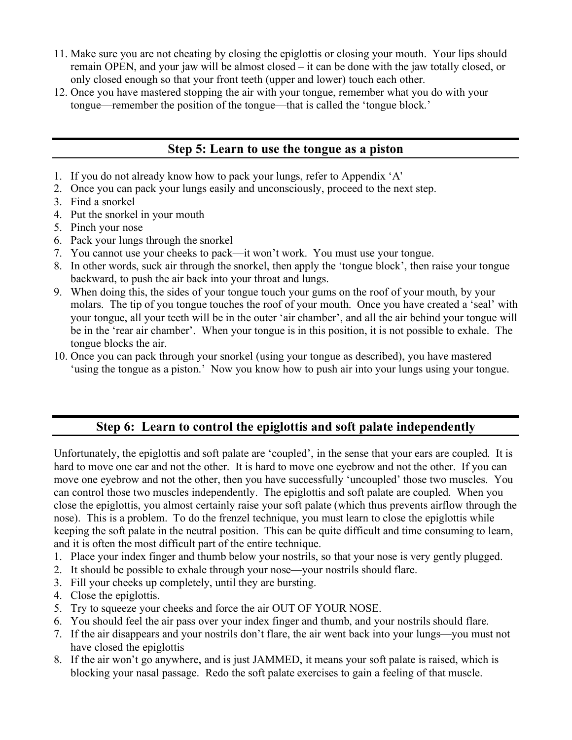11. Make sure you are not cheating by closing the epiglottis or closing your mouth. Your lips should remain OPEN, and your jaw will be almost closed – it can be done with the jaw totally closed, or only closed enough so that your front teeth (upper and lower) touch each other.
12. Once you have mastered stopping the air with your tongue, remember what you do with your tongue—remember the position of the tongue—that is called the 'tongue block.'

## Step 5: Learn to use the tongue as a piston

1. If you do not already know how to pack your lungs, refer to Appendix 'A'
2. Once you can pack your lungs easily and unconsciously, proceed to the next step.
3. Find a snorkel
4. Put the snorkel in your mouth
5. Pinch your nose
6. Pack your lungs through the snorkel
7. You cannot use your cheeks to pack—it won't work. You must use your tongue.
8. In other words, suck air through the snorkel, then apply the 'tongue block', then raise your tongue backward, to push the air back into your throat and lungs.
9. When doing this, the sides of your tongue touch your gums on the roof of your mouth, by your molars. The tip of you tongue touches the roof of your mouth. Once you have created a 'seal' with your tongue, all your teeth will be in the outer 'air chamber', and all the air behind your tongue will be in the 'rear air chamber'. When your tongue is in this position, it is not possible to exhale. The tongue blocks the air.
10. Once you can pack through your snorkel (using your tongue as described), you have mastered 'using the tongue as a piston.' Now you know how to push air into your lungs using your tongue.

## Step 6: Learn to control the epiglottis and soft palate independently

Unfortunately, the epiglottis and soft palate are 'coupled', in the sense that your ears are coupled. It is hard to move one ear and not the other. It is hard to move one eyebrow and not the other. If you can move one eyebrow and not the other, then you have successfully 'uncoupled' those two muscles. You can control those two muscles independently. The epiglottis and soft palate are coupled. When you close the epiglottis, you almost certainly raise your soft palate (which thus prevents airflow through the nose). This is a problem. To do the frenzel technique, you must learn to close the epiglottis while keeping the soft palate in the neutral position. This can be quite difficult and time consuming to learn, and it is often the most difficult part of the entire technique.

1. Place your index finger and thumb below your nostrils, so that your nose is very gently plugged.
2. It should be possible to exhale through your nose—your nostrils should flare.
3. Fill your cheeks up completely, until they are bursting.
4. Close the epiglottis.
5. Try to squeeze your cheeks and force the air OUT OF YOUR NOSE.
6. You should feel the air pass over your index finger and thumb, and your nostrils should flare.
7. If the air disappears and your nostrils don't flare, the air went back into your lungs—you must not have closed the epiglottis
8. If the air won't go anywhere, and is just JAMMED, it means your soft palate is raised, which is blocking your nasal passage. Redo the soft palate exercises to gain a feeling of that muscle.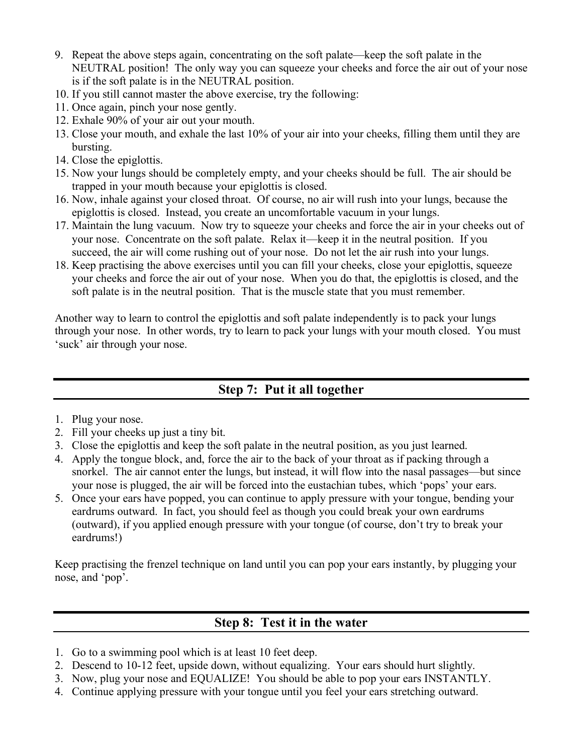9. Repeat the above steps again, concentrating on the soft palate—keep the soft palate in the NEUTRAL position! The only way you can squeeze your cheeks and force the air out of your nose is if the soft palate is in the NEUTRAL position.
10. If you still cannot master the above exercise, try the following:
11. Once again, pinch your nose gently.
12. Exhale 90% of your air out your mouth.
13. Close your mouth, and exhale the last 10% of your air into your cheeks, filling them until they are bursting.
14. Close the epiglottis.
15. Now your lungs should be completely empty, and your cheeks should be full. The air should be trapped in your mouth because your epiglottis is closed.
16. Now, inhale against your closed throat. Of course, no air will rush into your lungs, because the epiglottis is closed. Instead, you create an uncomfortable vacuum in your lungs.
17. Maintain the lung vacuum. Now try to squeeze your cheeks and force the air in your cheeks out of your nose. Concentrate on the soft palate. Relax it—keep it in the neutral position. If you succeed, the air will come rushing out of your nose. Do not let the air rush into your lungs.
18. Keep practising the above exercises until you can fill your cheeks, close your epiglottis, squeeze your cheeks and force the air out of your nose. When you do that, the epiglottis is closed, and the soft palate is in the neutral position. That is the muscle state that you must remember.

Another way to learn to control the epiglottis and soft palate independently is to pack your lungs through your nose. In other words, try to learn to pack your lungs with your mouth closed. You must 'suck' air through your nose.

## Step 7: Put it all together

1. Plug your nose.
2. Fill your cheeks up just a tiny bit.
3. Close the epiglottis and keep the soft palate in the neutral position, as you just learned.
4. Apply the tongue block, and, force the air to the back of your throat as if packing through a snorkel. The air cannot enter the lungs, but instead, it will flow into the nasal passages—but since your nose is plugged, the air will be forced into the eustachian tubes, which 'pops' your ears.
5. Once your ears have popped, you can continue to apply pressure with your tongue, bending your eardrums outward. In fact, you should feel as though you could break your own eardrums (outward), if you applied enough pressure with your tongue (of course, don't try to break your eardrums!)

Keep practising the frenzel technique on land until you can pop your ears instantly, by plugging your nose, and 'pop'.

## Step 8: Test it in the water

1. Go to a swimming pool which is at least 10 feet deep.
2. Descend to 10-12 feet, upside down, without equalizing. Your ears should hurt slightly.
3. Now, plug your nose and EQUALIZE! You should be able to pop your ears INSTANTLY.
4. Continue applying pressure with your tongue until you feel your ears stretching outward.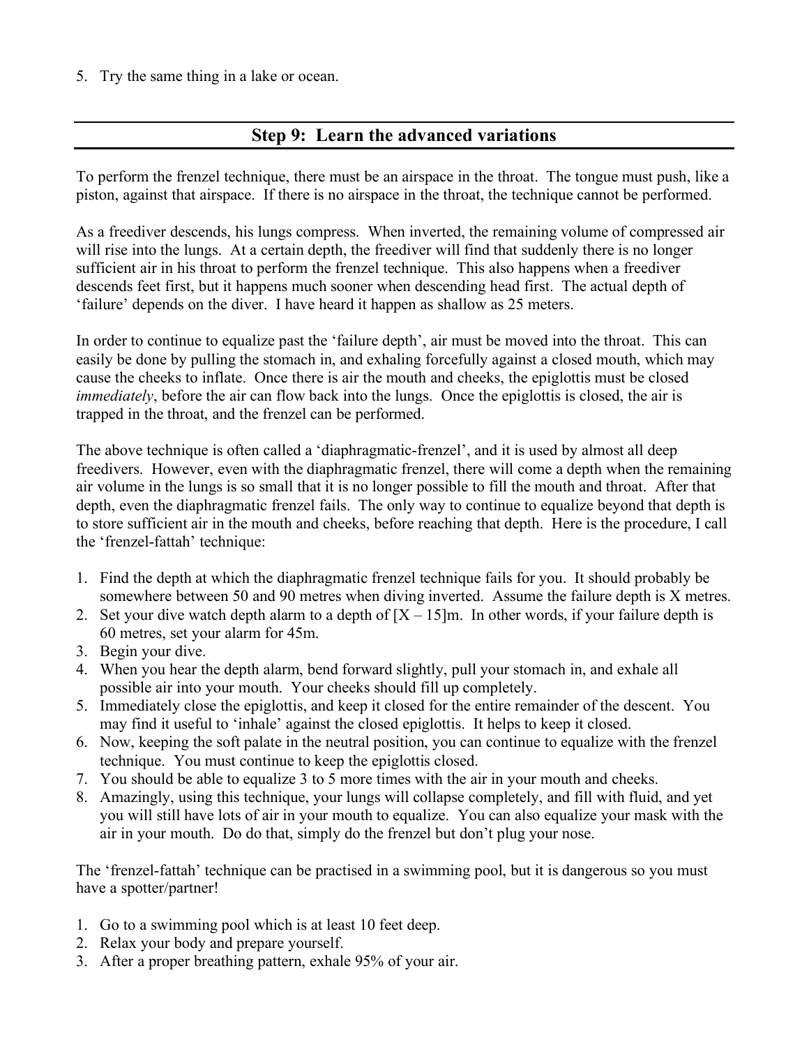5. Try the same thing in a lake or ocean.

## Step 9: Learn the advanced variations

To perform the frenzel technique, there must be an airspace in the throat. The tongue must push, like a piston, against that airspace. If there is no airspace in the throat, the technique cannot be performed.

As a freediver descends, his lungs compress. When inverted, the remaining volume of compressed air will rise into the lungs. At a certain depth, the freediver will find that suddenly there is no longer sufficient air in his throat to perform the frenzel technique. This also happens when a freediver descends feet first, but it happens much sooner when descending head first. The actual depth of 'failure' depends on the diver. I have heard it happen as shallow as 25 meters.

In order to continue to equalize past the 'failure depth', air must be moved into the throat. This can easily be done by pulling the stomach in, and exhaling forcefully against a closed mouth, which may cause the cheeks to inflate. Once there is air the mouth and cheeks, the epiglottis must be closed *immediately*, before the air can flow back into the lungs. Once the epiglottis is closed, the air is trapped in the throat, and the frenzel can be performed.

The above technique is often called a 'diaphragmatic-frenzel', and it is used by almost all deep freedivers. However, even with the diaphragmatic frenzel, there will come a depth when the remaining air volume in the lungs is so small that it is no longer possible to fill the mouth and throat. After that depth, even the diaphragmatic frenzel fails. The only way to continue to equalize beyond that depth is to store sufficient air in the mouth and cheeks, before reaching that depth. Here is the procedure, I call the 'frenzel-fattah' technique:

1. Find the depth at which the diaphragmatic frenzel technique fails for you. It should probably be somewhere between 50 and 90 metres when diving inverted. Assume the failure depth is X metres.
2. Set your dive watch depth alarm to a depth of [X – 15]m. In other words, if your failure depth is 60 metres, set your alarm for 45m.
3. Begin your dive.
4. When you hear the depth alarm, bend forward slightly, pull your stomach in, and exhale all possible air into your mouth. Your cheeks should fill up completely.
5. Immediately close the epiglottis, and keep it closed for the entire remainder of the descent. You may find it useful to 'inhale' against the closed epiglottis. It helps to keep it closed.
6. Now, keeping the soft palate in the neutral position, you can continue to equalize with the frenzel technique. You must continue to keep the epiglottis closed.
7. You should be able to equalize 3 to 5 more times with the air in your mouth and cheeks.
8. Amazingly, using this technique, your lungs will collapse completely, and fill with fluid, and yet you will still have lots of air in your mouth to equalize. You can also equalize your mask with the air in your mouth. Do do that, simply do the frenzel but don't plug your nose.

The 'frenzel-fattah' technique can be practised in a swimming pool, but it is dangerous so you must have a spotter/partner!

1. Go to a swimming pool which is at least 10 feet deep.
2. Relax your body and prepare yourself.
3. After a proper breathing pattern, exhale 95% of your air.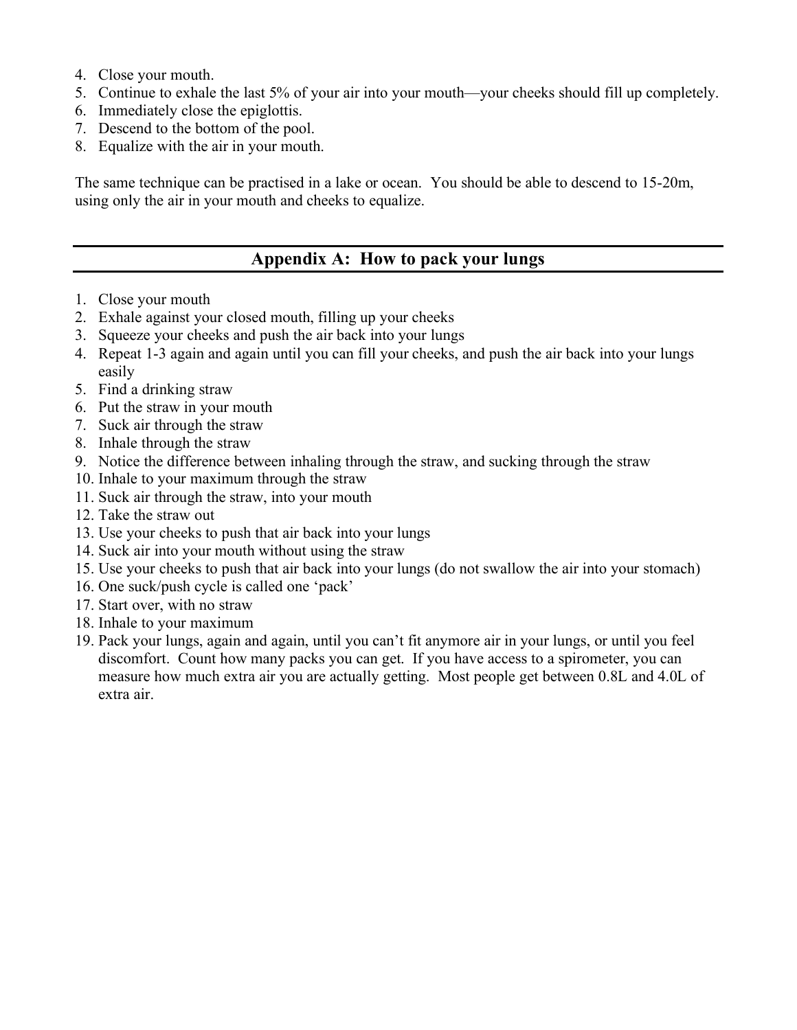4. Close your mouth.
5. Continue to exhale the last 5% of your air into your mouth—your cheeks should fill up completely.
6. Immediately close the epiglottis.
7. Descend to the bottom of the pool.
8. Equalize with the air in your mouth.

The same technique can be practised in a lake or ocean. You should be able to descend to 15-20m, using only the air in your mouth and cheeks to equalize.

## Appendix A: How to pack your lungs

1. Close your mouth
2. Exhale against your closed mouth, filling up your cheeks
3. Squeeze your cheeks and push the air back into your lungs
4. Repeat 1-3 again and again until you can fill your cheeks, and push the air back into your lungs easily
5. Find a drinking straw
6. Put the straw in your mouth
7. Suck air through the straw
8. Inhale through the straw
9. Notice the difference between inhaling through the straw, and sucking through the straw
10. Inhale to your maximum through the straw
11. Suck air through the straw, into your mouth
12. Take the straw out
13. Use your cheeks to push that air back into your lungs
14. Suck air into your mouth without using the straw
15. Use your cheeks to push that air back into your lungs (do not swallow the air into your stomach)
16. One suck/push cycle is called one 'pack'
17. Start over, with no straw
18. Inhale to your maximum
19. Pack your lungs, again and again, until you can't fit anymore air in your lungs, or until you feel discomfort. Count how many packs you can get. If you have access to a spirometer, you can measure how much extra air you are actually getting. Most people get between 0.8L and 4.0L of extra air.